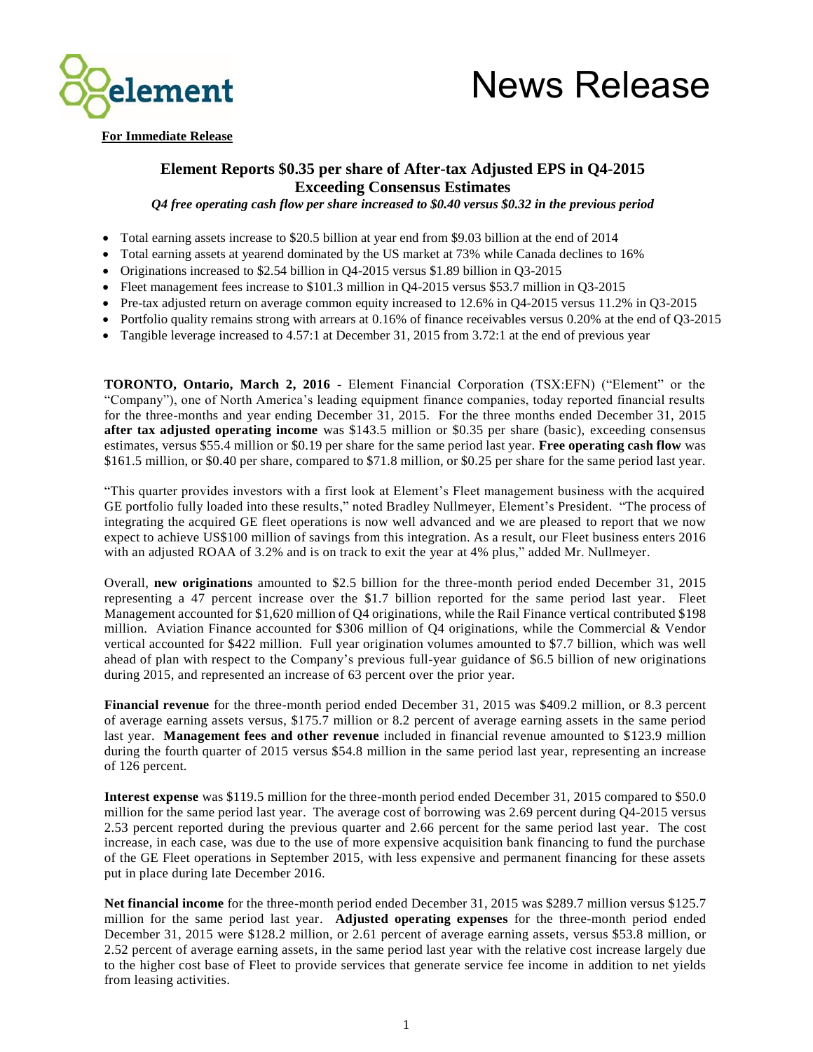# News Release

**For Immediate Release**

## Element Reports $0.35 per share of After-tax Adjusted EPS in Q4-2015 Exceeding Consensus Estimates

*Q4 free operating cash flow per share increased to $0.40 versus $0.32 in the previous period*

- Total earning assets increase to $20.5 billion at year end from $9.03 billion at the end of 2014
- Total earning assets at yearend dominated by the US market at 73% while Canada declines to 16%
- Originations increased to $2.54 billion in Q4-2015 versus $1.89 billion in Q3-2015
- Fleet management fees increase to $101.3 million in Q4-2015 versus $53.7 million in Q3-2015
- Pre-tax adjusted return on average common equity increased to 12.6% in Q4-2015 versus 11.2% in Q3-2015
- Portfolio quality remains strong with arrears at 0.16% of finance receivables versus 0.20% at the end of Q3-2015
- Tangible leverage increased to 4.57:1 at December 31, 2015 from 3.72:1 at the end of previous year

**TORONTO, Ontario, March 2, 2016** - Element Financial Corporation (TSX:EFN) ("Element" or the "Company"), one of North America's leading equipment finance companies, today reported financial results for the three-months and year ending December 31, 2015. For the three months ended December 31, 2015 **after tax adjusted operating income** was $143.5 million or $0.35 per share (basic), exceeding consensus estimates, versus $55.4 million or $0.19 per share for the same period last year. **Free operating cash flow** was $161.5 million, or $0.40 per share, compared to $71.8 million, or $0.25 per share for the same period last year.

"This quarter provides investors with a first look at Element's Fleet management business with the acquired GE portfolio fully loaded into these results," noted Bradley Nullmeyer, Element's President. "The process of integrating the acquired GE fleet operations is now well advanced and we are pleased to report that we now expect to achieve US$100 million of savings from this integration. As a result, our Fleet business enters 2016 with an adjusted ROAA of 3.2% and is on track to exit the year at 4% plus," added Mr. Nullmeyer.

Overall, **new originations** amounted to $2.5 billion for the three-month period ended December 31, 2015 representing a 47 percent increase over the $1.7 billion reported for the same period last year. Fleet Management accounted for $1,620 million of Q4 originations, while the Rail Finance vertical contributed $198 million. Aviation Finance accounted for $306 million of Q4 originations, while the Commercial & Vendor vertical accounted for $422 million. Full year origination volumes amounted to $7.7 billion, which was well ahead of plan with respect to the Company's previous full-year guidance of $6.5 billion of new originations during 2015, and represented an increase of 63 percent over the prior year.

**Financial revenue** for the three-month period ended December 31, 2015 was $409.2 million, or 8.3 percent of average earning assets versus, $175.7 million or 8.2 percent of average earning assets in the same period last year. **Management fees and other revenue** included in financial revenue amounted to $123.9 million during the fourth quarter of 2015 versus $54.8 million in the same period last year, representing an increase of 126 percent.

**Interest expense** was $119.5 million for the three-month period ended December 31, 2015 compared to $50.0 million for the same period last year. The average cost of borrowing was 2.69 percent during Q4-2015 versus 2.53 percent reported during the previous quarter and 2.66 percent for the same period last year. The cost increase, in each case, was due to the use of more expensive acquisition bank financing to fund the purchase of the GE Fleet operations in September 2015, with less expensive and permanent financing for these assets put in place during late December 2016.

**Net financial income** for the three-month period ended December 31, 2015 was $289.7 million versus $125.7 million for the same period last year. **Adjusted operating expenses** for the three-month period ended December 31, 2015 were $128.2 million, or 2.61 percent of average earning assets, versus $53.8 million, or 2.52 percent of average earning assets, in the same period last year with the relative cost increase largely due to the higher cost base of Fleet to provide services that generate service fee income in addition to net yields from leasing activities.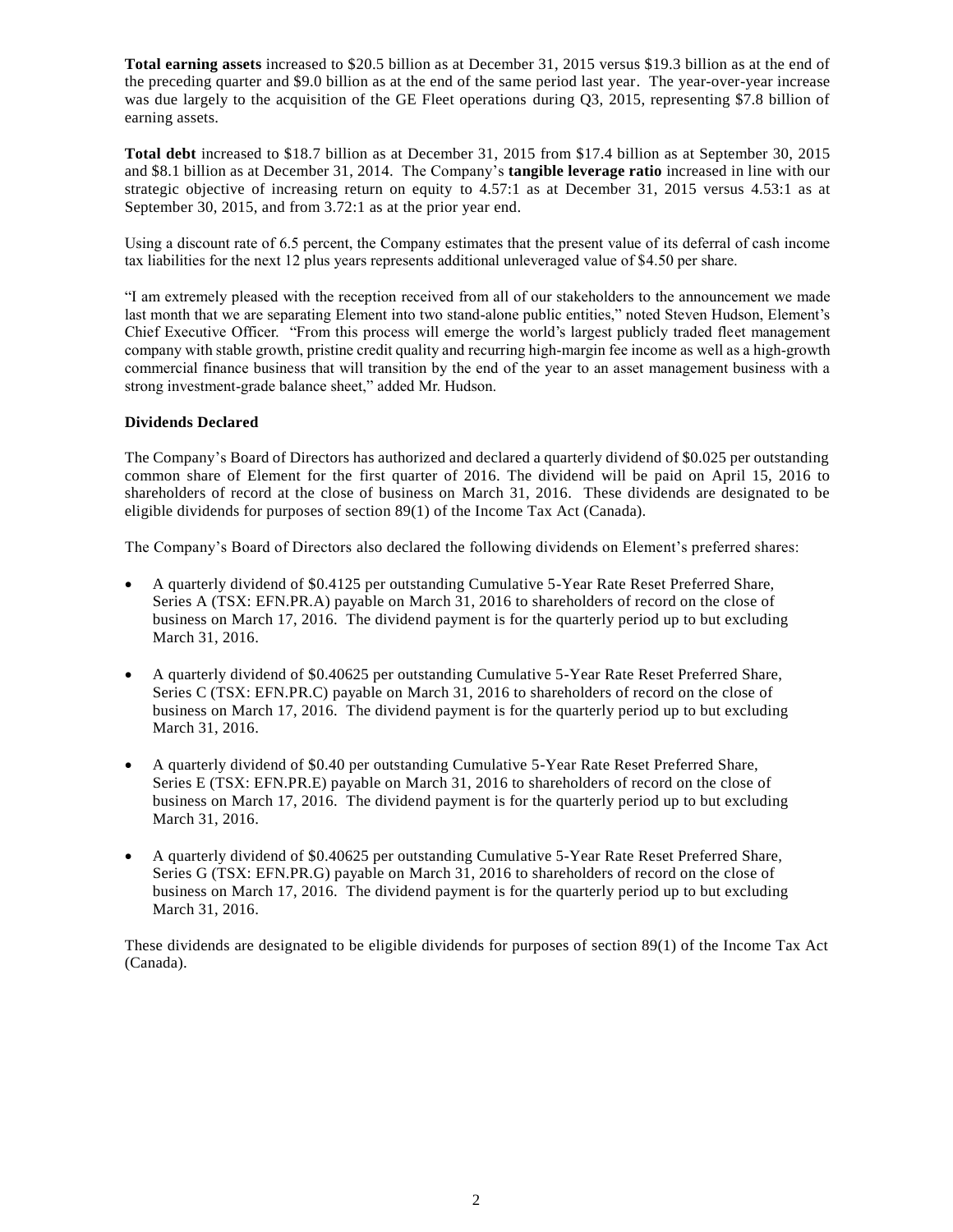**Total earning assets** increased to \$20.5 billion as at December 31, 2015 versus \$19.3 billion as at the end of the preceding quarter and \$9.0 billion as at the end of the same period last year. The year-over-year increase was due largely to the acquisition of the GE Fleet operations during Q3, 2015, representing \$7.8 billion of earning assets.

**Total debt** increased to \$18.7 billion as at December 31, 2015 from \$17.4 billion as at September 30, 2015 and \$8.1 billion as at December 31, 2014. The Company's **tangible leverage ratio** increased in line with our strategic objective of increasing return on equity to 4.57:1 as at December 31, 2015 versus 4.53:1 as at September 30, 2015, and from 3.72:1 as at the prior year end.

Using a discount rate of 6.5 percent, the Company estimates that the present value of its deferral of cash income tax liabilities for the next 12 plus years represents additional unleveraged value of \$4.50 per share.

"I am extremely pleased with the reception received from all of our stakeholders to the announcement we made last month that we are separating Element into two stand-alone public entities," noted Steven Hudson, Element's Chief Executive Officer. "From this process will emerge the world's largest publicly traded fleet management company with stable growth, pristine credit quality and recurring high-margin fee income as well as a high-growth commercial finance business that will transition by the end of the year to an asset management business with a strong investment-grade balance sheet," added Mr. Hudson.

**Dividends Declared**

The Company's Board of Directors has authorized and declared a quarterly dividend of \$0.025 per outstanding common share of Element for the first quarter of 2016. The dividend will be paid on April 15, 2016 to shareholders of record at the close of business on March 31, 2016. These dividends are designated to be eligible dividends for purposes of section 89(1) of the Income Tax Act (Canada).

The Company's Board of Directors also declared the following dividends on Element's preferred shares:

- A quarterly dividend of \$0.4125 per outstanding Cumulative 5-Year Rate Reset Preferred Share, Series A (TSX: EFN.PR.A) payable on March 31, 2016 to shareholders of record on the close of business on March 17, 2016. The dividend payment is for the quarterly period up to but excluding March 31, 2016.

- A quarterly dividend of \$0.40625 per outstanding Cumulative 5-Year Rate Reset Preferred Share, Series C (TSX: EFN.PR.C) payable on March 31, 2016 to shareholders of record on the close of business on March 17, 2016. The dividend payment is for the quarterly period up to but excluding March 31, 2016.

- A quarterly dividend of \$0.40 per outstanding Cumulative 5-Year Rate Reset Preferred Share, Series E (TSX: EFN.PR.E) payable on March 31, 2016 to shareholders of record on the close of business on March 17, 2016. The dividend payment is for the quarterly period up to but excluding March 31, 2016.

- A quarterly dividend of \$0.40625 per outstanding Cumulative 5-Year Rate Reset Preferred Share, Series G (TSX: EFN.PR.G) payable on March 31, 2016 to shareholders of record on the close of business on March 17, 2016. The dividend payment is for the quarterly period up to but excluding March 31, 2016.

These dividends are designated to be eligible dividends for purposes of section 89(1) of the Income Tax Act (Canada).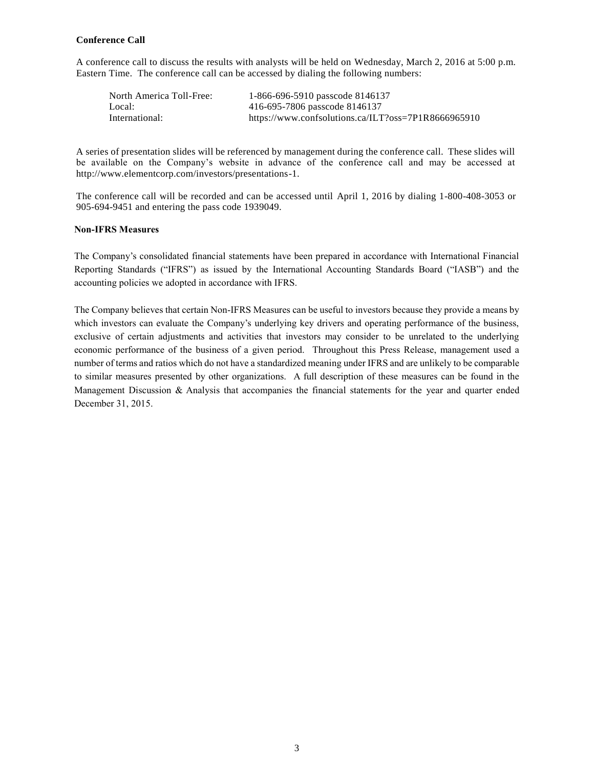**Conference Call**

A conference call to discuss the results with analysts will be held on Wednesday, March 2, 2016 at 5:00 p.m. Eastern Time. The conference call can be accessed by dialing the following numbers:

| | |
|---|---|
| North America Toll-Free: | 1-866-696-5910 passcode 8146137 |
| Local: | 416-695-7806 passcode 8146137 |
| International: | https://www.confsolutions.ca/ILT?oss=7P1R8666965910 |

A series of presentation slides will be referenced by management during the conference call. These slides will be available on the Company's website in advance of the conference call and may be accessed at http://www.elementcorp.com/investors/presentations-1.

The conference call will be recorded and can be accessed until April 1, 2016 by dialing 1-800-408-3053 or 905-694-9451 and entering the pass code 1939049.

**Non-IFRS Measures**

The Company's consolidated financial statements have been prepared in accordance with International Financial Reporting Standards ("IFRS") as issued by the International Accounting Standards Board ("IASB") and the accounting policies we adopted in accordance with IFRS.

The Company believes that certain Non-IFRS Measures can be useful to investors because they provide a means by which investors can evaluate the Company's underlying key drivers and operating performance of the business, exclusive of certain adjustments and activities that investors may consider to be unrelated to the underlying economic performance of the business of a given period. Throughout this Press Release, management used a number of terms and ratios which do not have a standardized meaning under IFRS and are unlikely to be comparable to similar measures presented by other organizations. A full description of these measures can be found in the Management Discussion & Analysis that accompanies the financial statements for the year and quarter ended December 31, 2015.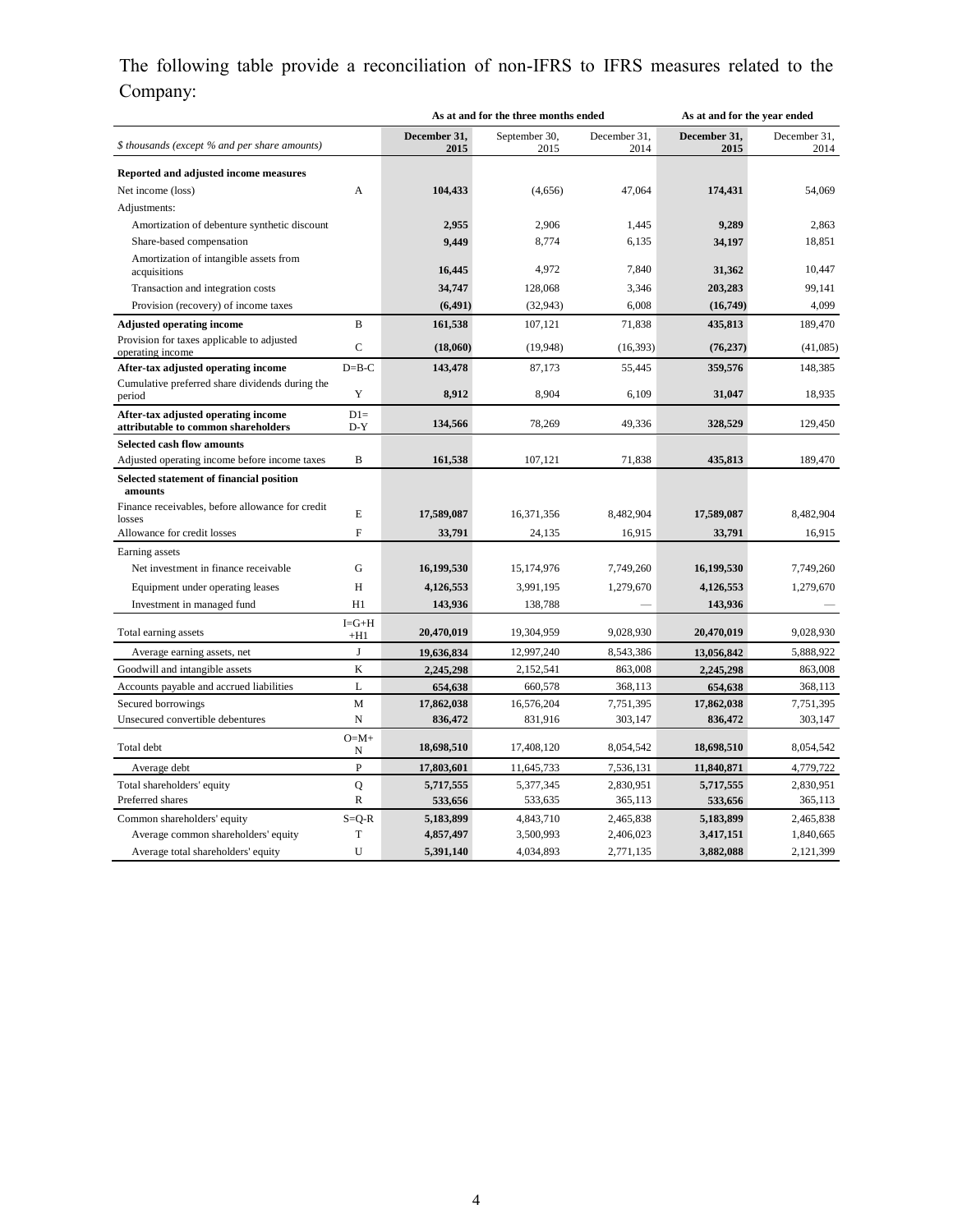The following table provide a reconciliation of non-IFRS to IFRS measures related to the Company:

| $ thousands (except % and per share amounts) | | As at and for the three months ended | | | As at and for the year ended | |
|---|---|---|---|---|---|---|
| | | **December 31, 2015** | September 30, 2015 | December 31, 2014 | **December 31, 2015** | December 31, 2014 |
| **Reported and adjusted income measures** | | | | | | |
| Net income (loss) | A | **104,433** | (4,656) | 47,064 | **174,431** | 54,069 |
| Adjustments: | | | | | | |
| Amortization of debenture synthetic discount | | **2,955** | 2,906 | 1,445 | **9,289** | 2,863 |
| Share-based compensation | | **9,449** | 8,774 | 6,135 | **34,197** | 18,851 |
| Amortization of intangible assets from acquisitions | | **16,445** | 4,972 | 7,840 | **31,362** | 10,447 |
| Transaction and integration costs | | **34,747** | 128,068 | 3,346 | **203,283** | 99,141 |
| Provision (recovery) of income taxes | | **(6,491)** | (32,943) | 6,008 | **(16,749)** | 4,099 |
| **Adjusted operating income** | B | **161,538** | 107,121 | 71,838 | **435,813** | 189,470 |
| Provision for taxes applicable to adjusted operating income | C | **(18,060)** | (19,948) | (16,393) | **(76,237)** | (41,085) |
| **After-tax adjusted operating income** | D=B-C | **143,478** | 87,173 | 55,445 | **359,576** | 148,385 |
| Cumulative preferred share dividends during the period | Y | **8,912** | 8,904 | 6,109 | **31,047** | 18,935 |
| **After-tax adjusted operating income attributable to common shareholders** | D1= D-Y | **134,566** | 78,269 | 49,336 | **328,529** | 129,450 |
| **Selected cash flow amounts** | | | | | | |
| Adjusted operating income before income taxes | B | **161,538** | 107,121 | 71,838 | **435,813** | 189,470 |
| **Selected statement of financial position amounts** | | | | | | |
| Finance receivables, before allowance for credit losses | E | **17,589,087** | 16,371,356 | 8,482,904 | **17,589,087** | 8,482,904 |
| Allowance for credit losses | F | **33,791** | 24,135 | 16,915 | **33,791** | 16,915 |
| Earning assets | | | | | | |
| Net investment in finance receivable | G | **16,199,530** | 15,174,976 | 7,749,260 | **16,199,530** | 7,749,260 |
| Equipment under operating leases | H | **4,126,553** | 3,991,195 | 1,279,670 | **4,126,553** | 1,279,670 |
| Investment in managed fund | H1 | **143,936** | 138,788 | — | **143,936** | — |
| Total earning assets | I=G+H +H1 | **20,470,019** | 19,304,959 | 9,028,930 | **20,470,019** | 9,028,930 |
| Average earning assets, net | J | **19,636,834** | 12,997,240 | 8,543,386 | **13,056,842** | 5,888,922 |
| Goodwill and intangible assets | K | **2,245,298** | 2,152,541 | 863,008 | **2,245,298** | 863,008 |
| Accounts payable and accrued liabilities | L | **654,638** | 660,578 | 368,113 | **654,638** | 368,113 |
| Secured borrowings | M | **17,862,038** | 16,576,204 | 7,751,395 | **17,862,038** | 7,751,395 |
| Unsecured convertible debentures | N | **836,472** | 831,916 | 303,147 | **836,472** | 303,147 |
| Total debt | O=M+ N | **18,698,510** | 17,408,120 | 8,054,542 | **18,698,510** | 8,054,542 |
| Average debt | P | **17,803,601** | 11,645,733 | 7,536,131 | **11,840,871** | 4,779,722 |
| Total shareholders' equity | Q | **5,717,555** | 5,377,345 | 2,830,951 | **5,717,555** | 2,830,951 |
| Preferred shares | R | **533,656** | 533,635 | 365,113 | **533,656** | 365,113 |
| Common shareholders' equity | S=Q-R | **5,183,899** | 4,843,710 | 2,465,838 | **5,183,899** | 2,465,838 |
| Average common shareholders' equity | T | **4,857,497** | 3,500,993 | 2,406,023 | **3,417,151** | 1,840,665 |
| Average total shareholders' equity | U | **5,391,140** | 4,034,893 | 2,771,135 | **3,882,088** | 2,121,399 |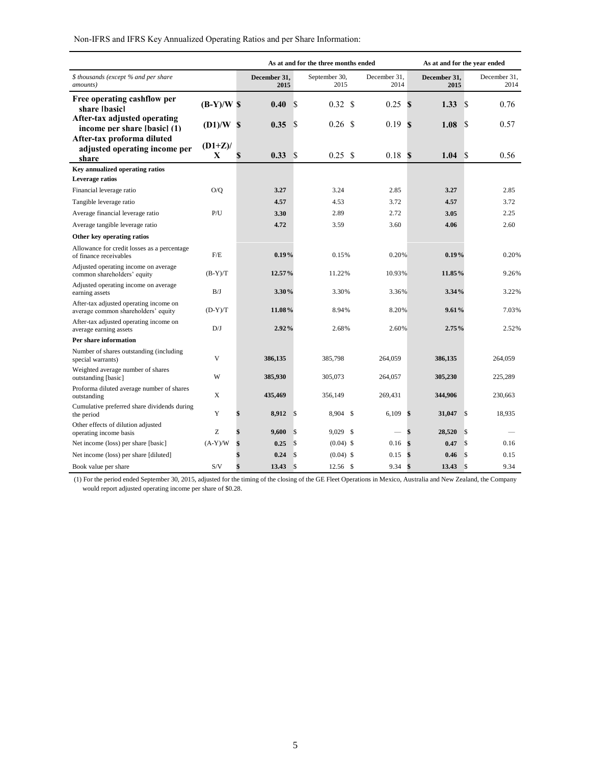Non-IFRS and IFRS Key Annualized Operating Ratios and per Share Information:

| *$ thousands (except % and per share amounts)* | | As at and for the three months ended | | | As at and for the year ended | |
|---|---|---|---|---|---|---|
| | | **December 31, 2015** | September 30, 2015 | December 31, 2014 | **December 31, 2015** | December 31, 2014 |
| **Free operating cashflow per share [basic]** | **(B-Y)/W** | **$ 0.40** | $ 0.32 | $ 0.25 | **$ 1.33** | $ 0.76 |
| **After-tax adjusted operating income per share [basic] (1)** | **(D1)/W** | **$ 0.35** | $ 0.26 | $ 0.19 | **$ 1.08** | $ 0.57 |
| **After-tax proforma diluted adjusted operating income per share** | **(D1+Z)/ X** | **$ 0.33** | $ 0.25 | $ 0.18 | **$ 1.04** | $ 0.56 |
| **Key annualized operating ratios** | | | | | | |
| **Leverage ratios** | | | | | | |
| Financial leverage ratio | O/Q | **3.27** | 3.24 | 2.85 | **3.27** | 2.85 |
| Tangible leverage ratio | | **4.57** | 4.53 | 3.72 | **4.57** | 3.72 |
| Average financial leverage ratio | P/U | **3.30** | 2.89 | 2.72 | **3.05** | 2.25 |
| Average tangible leverage ratio | | **4.72** | 3.59 | 3.60 | **4.06** | 2.60 |
| **Other key operating ratios** | | | | | | |
| Allowance for credit losses as a percentage of finance receivables | F/E | **0.19%** | 0.15% | 0.20% | **0.19%** | 0.20% |
| Adjusted operating income on average common shareholders' equity | (B-Y)/T | **12.57%** | 11.22% | 10.93% | **11.85%** | 9.26% |
| Adjusted operating income on average earning assets | B/J | **3.30%** | 3.30% | 3.36% | **3.34%** | 3.22% |
| After-tax adjusted operating income on average common shareholders' equity | (D-Y)/T | **11.08%** | 8.94% | 8.20% | **9.61%** | 7.03% |
| After-tax adjusted operating income on average earning assets | D/J | **2.92%** | 2.68% | 2.60% | **2.75%** | 2.52% |
| **Per share information** | | | | | | |
| Number of shares outstanding (including special warrants) | V | **386,135** | 385,798 | 264,059 | **386,135** | 264,059 |
| Weighted average number of shares outstanding [basic] | W | **385,930** | 305,073 | 264,057 | **305,230** | 225,289 |
| Proforma diluted average number of shares outstanding | X | **435,469** | 356,149 | 269,431 | **344,906** | 230,663 |
| Cumulative preferred share dividends during the period | Y | **$ 8,912** | $ 8,904 | $ 6,109 | **$ 31,047** | $ 18,935 |
| Other effects of dilution adjusted operating income basis | Z | **$ 9,600** | $ 9,029 | $ — | **$ 28,520** | $ — |
| Net income (loss) per share [basic] | (A-Y)/W | **$ 0.25** | $ (0.04) | $ 0.16 | **$ 0.47** | $ 0.16 |
| Net income (loss) per share [diluted] | | **$ 0.24** | $ (0.04) | $ 0.15 | **$ 0.46** | $ 0.15 |
| Book value per share | S/V | **$ 13.43** | $ 12.56 | $ 9.34 | **$ 13.43** | $ 9.34 |

(1) For the period ended September 30, 2015, adjusted for the timing of the closing of the GE Fleet Operations in Mexico, Australia and New Zealand, the Company would report adjusted operating income per share of $0.28.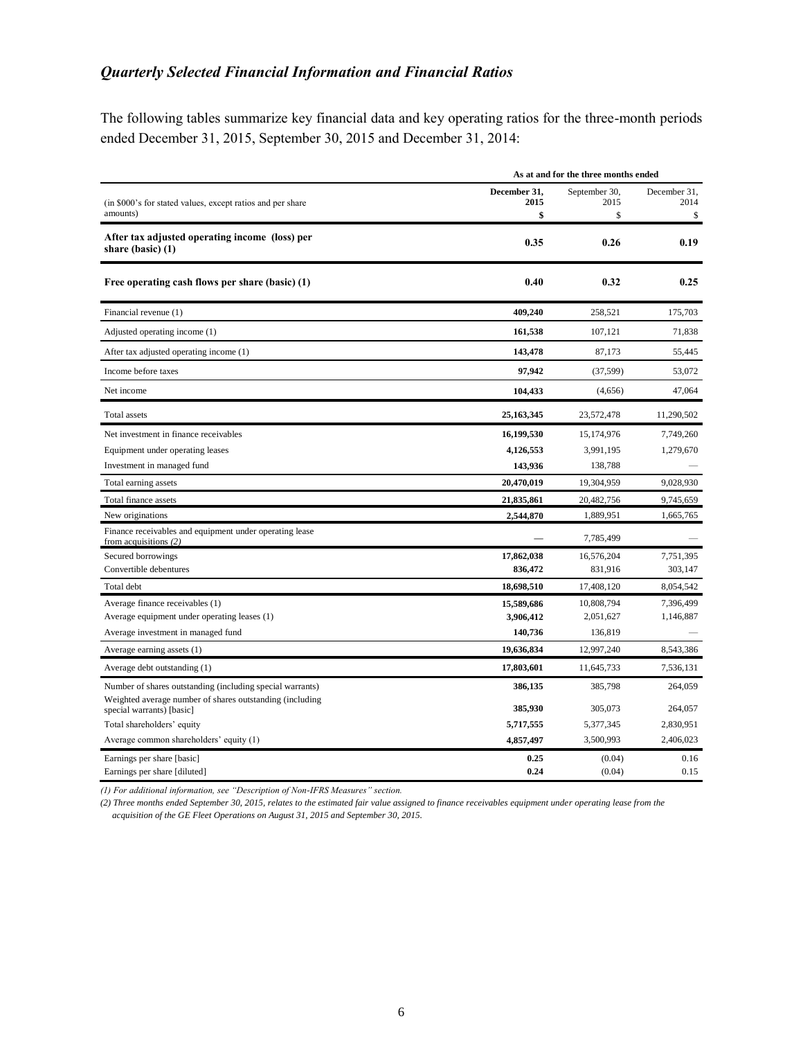## *Quarterly Selected Financial Information and Financial Ratios*

The following tables summarize key financial data and key operating ratios for the three-month periods ended December 31, 2015, September 30, 2015 and December 31, 2014:

| (in $000's for stated values, except ratios and per share amounts) | As at and for the three months ended | | |
|---|---|---|---|
| | **December 31, 2015** | September 30, 2015 | December 31, 2014 |
| | **$** | $ | $ |
| **After tax adjusted operating income (loss) per share (basic) (1)** | **0.35** | **0.26** | **0.19** |
| **Free operating cash flows per share (basic) (1)** | **0.40** | **0.32** | **0.25** |
| Financial revenue (1) | **409,240** | 258,521 | 175,703 |
| Adjusted operating income (1) | **161,538** | 107,121 | 71,838 |
| After tax adjusted operating income (1) | **143,478** | 87,173 | 55,445 |
| Income before taxes | **97,942** | (37,599) | 53,072 |
| Net income | **104,433** | (4,656) | 47,064 |
| Total assets | **25,163,345** | 23,572,478 | 11,290,502 |
| Net investment in finance receivables | **16,199,530** | 15,174,976 | 7,749,260 |
| Equipment under operating leases | **4,126,553** | 3,991,195 | 1,279,670 |
| Investment in managed fund | **143,936** | 138,788 | — |
| Total earning assets | **20,470,019** | 19,304,959 | 9,028,930 |
| Total finance assets | **21,835,861** | 20,482,756 | 9,745,659 |
| New originations | **2,544,870** | 1,889,951 | 1,665,765 |
| Finance receivables and equipment under operating lease from acquisitions *(2)* | **—** | 7,785,499 | — |
| Secured borrowings | **17,862,038** | 16,576,204 | 7,751,395 |
| Convertible debentures | **836,472** | 831,916 | 303,147 |
| Total debt | **18,698,510** | 17,408,120 | 8,054,542 |
| Average finance receivables (1) | **15,589,686** | 10,808,794 | 7,396,499 |
| Average equipment under operating leases (1) | **3,906,412** | 2,051,627 | 1,146,887 |
| Average investment in managed fund | **140,736** | 136,819 | — |
| Average earning assets (1) | **19,636,834** | 12,997,240 | 8,543,386 |
| Average debt outstanding (1) | **17,803,601** | 11,645,733 | 7,536,131 |
| Number of shares outstanding (including special warrants) | **386,135** | 385,798 | 264,059 |
| Weighted average number of shares outstanding (including special warrants) [basic] | **385,930** | 305,073 | 264,057 |
| Total shareholders' equity | **5,717,555** | 5,377,345 | 2,830,951 |
| Average common shareholders' equity (1) | **4,857,497** | 3,500,993 | 2,406,023 |
| Earnings per share [basic] | **0.25** | (0.04) | 0.16 |
| Earnings per share [diluted] | **0.24** | (0.04) | 0.15 |

*(1) For additional information, see "Description of Non-IFRS Measures" section.*

*(2) Three months ended September 30, 2015, relates to the estimated fair value assigned to finance receivables equipment under operating lease from the acquisition of the GE Fleet Operations on August 31, 2015 and September 30, 2015.*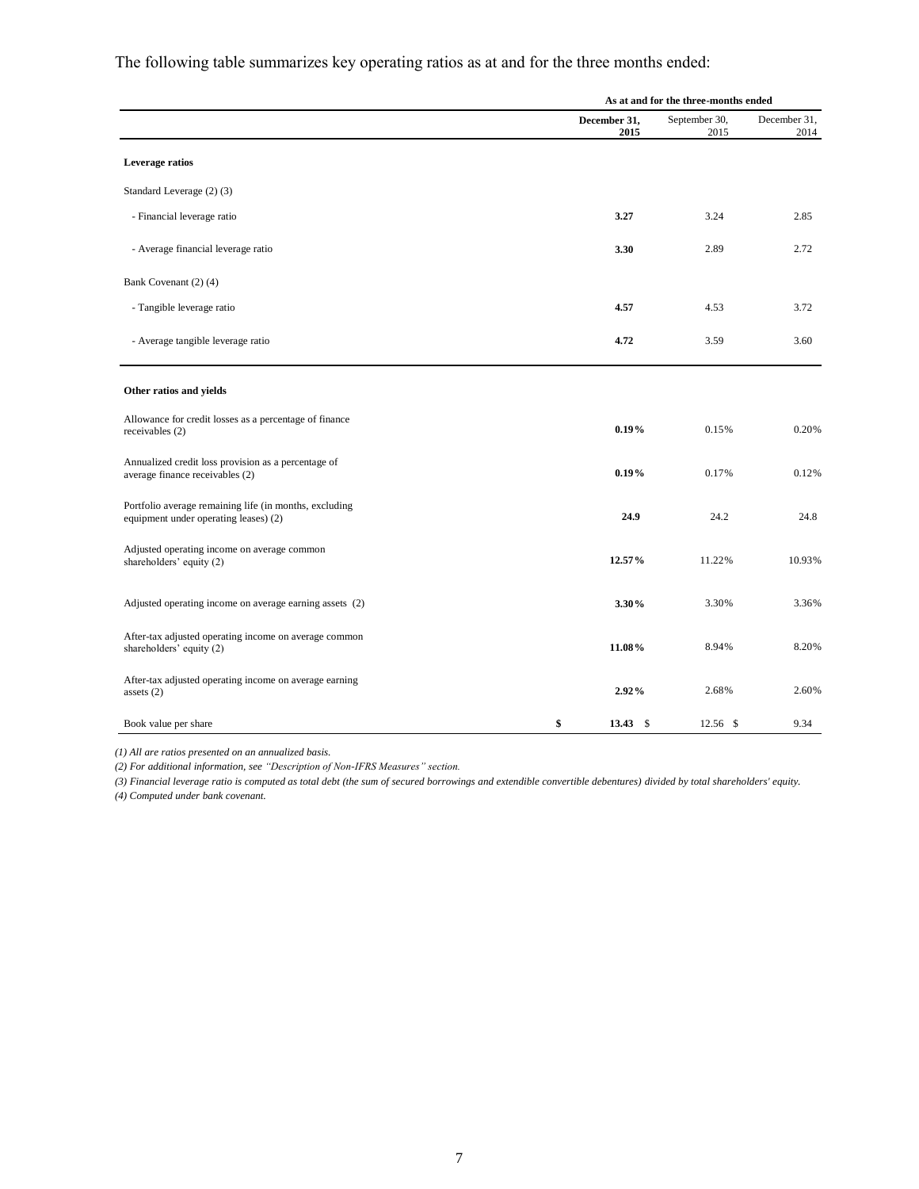The following table summarizes key operating ratios as at and for the three months ended:

| | As at and for the three-months ended | | |
|---|---|---|---|
| | **December 31, 2015** | September 30, 2015 | December 31, 2014 |
| **Leverage ratios** | | | |
| Standard Leverage (2) (3) | | | |
| - Financial leverage ratio | **3.27** | 3.24 | 2.85 |
| - Average financial leverage ratio | **3.30** | 2.89 | 2.72 |
| Bank Covenant (2) (4) | | | |
| - Tangible leverage ratio | **4.57** | 4.53 | 3.72 |
| - Average tangible leverage ratio | **4.72** | 3.59 | 3.60 |
| **Other ratios and yields** | | | |
| Allowance for credit losses as a percentage of finance receivables (2) | **0.19%** | 0.15% | 0.20% |
| Annualized credit loss provision as a percentage of average finance receivables (2) | **0.19%** | 0.17% | 0.12% |
| Portfolio average remaining life (in months, excluding equipment under operating leases) (2) | **24.9** | 24.2 | 24.8 |
| Adjusted operating income on average common shareholders' equity (2) | **12.57%** | 11.22% | 10.93% |
| Adjusted operating income on average earning assets (2) | **3.30%** | 3.30% | 3.36% |
| After-tax adjusted operating income on average common shareholders' equity (2) | **11.08%** | 8.94% | 8.20% |
| After-tax adjusted operating income on average earning assets (2) | **2.92%** | 2.68% | 2.60% |
| Book value per share | **$ 13.43** | $ 12.56 | $ 9.34 |

*(1) All are ratios presented on an annualized basis.*

*(2) For additional information, see "Description of Non-IFRS Measures" section.*

*(3) Financial leverage ratio is computed as total debt (the sum of secured borrowings and extendible convertible debentures) divided by total shareholders' equity.*

*(4) Computed under bank covenant.*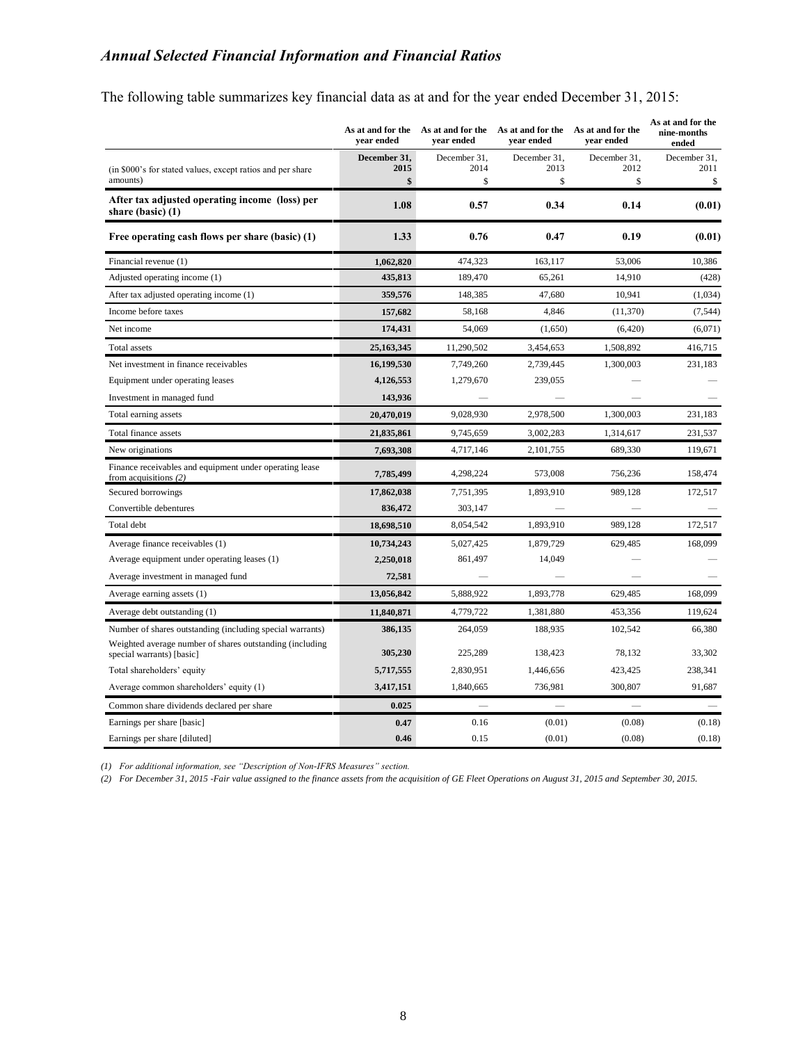## *Annual Selected Financial Information and Financial Ratios*

The following table summarizes key financial data as at and for the year ended December 31, 2015:

| (in $000's for stated values, except ratios and per share amounts) | As at and for the year ended December 31, 2015 $ | As at and for the year ended December 31, 2014 $ | As at and for the year ended December 31, 2013 $ | As at and for the year ended December 31, 2012 $ | As at and for the nine-months ended December 31, 2011 $ |
|---|---|---|---|---|---|
| **After tax adjusted operating income (loss) per share (basic) (1)** | **1.08** | **0.57** | **0.34** | **0.14** | **(0.01)** |
| **Free operating cash flows per share (basic) (1)** | **1.33** | **0.76** | **0.47** | **0.19** | **(0.01)** |
| Financial revenue (1) | **1,062,820** | 474,323 | 163,117 | 53,006 | 10,386 |
| Adjusted operating income (1) | **435,813** | 189,470 | 65,261 | 14,910 | (428) |
| After tax adjusted operating income (1) | **359,576** | 148,385 | 47,680 | 10,941 | (1,034) |
| Income before taxes | **157,682** | 58,168 | 4,846 | (11,370) | (7,544) |
| Net income | **174,431** | 54,069 | (1,650) | (6,420) | (6,071) |
| Total assets | **25,163,345** | 11,290,502 | 3,454,653 | 1,508,892 | 416,715 |
| Net investment in finance receivables | **16,199,530** | 7,749,260 | 2,739,445 | 1,300,003 | 231,183 |
| Equipment under operating leases | **4,126,553** | 1,279,670 | 239,055 | — | — |
| Investment in managed fund | **143,936** | — | — | — | — |
| Total earning assets | **20,470,019** | 9,028,930 | 2,978,500 | 1,300,003 | 231,183 |
| Total finance assets | **21,835,861** | 9,745,659 | 3,002,283 | 1,314,617 | 231,537 |
| New originations | **7,693,308** | 4,717,146 | 2,101,755 | 689,330 | 119,671 |
| Finance receivables and equipment under operating lease from acquisitions *(2)* | **7,785,499** | 4,298,224 | 573,008 | 756,236 | 158,474 |
| Secured borrowings | **17,862,038** | 7,751,395 | 1,893,910 | 989,128 | 172,517 |
| Convertible debentures | **836,472** | 303,147 | — | — | — |
| Total debt | **18,698,510** | 8,054,542 | 1,893,910 | 989,128 | 172,517 |
| Average finance receivables (1) | **10,734,243** | 5,027,425 | 1,879,729 | 629,485 | 168,099 |
| Average equipment under operating leases (1) | **2,250,018** | 861,497 | 14,049 | — | — |
| Average investment in managed fund | **72,581** | — | — | — | — |
| Average earning assets (1) | **13,056,842** | 5,888,922 | 1,893,778 | 629,485 | 168,099 |
| Average debt outstanding (1) | **11,840,871** | 4,779,722 | 1,381,880 | 453,356 | 119,624 |
| Number of shares outstanding (including special warrants) | **386,135** | 264,059 | 188,935 | 102,542 | 66,380 |
| Weighted average number of shares outstanding (including special warrants) [basic] | **305,230** | 225,289 | 138,423 | 78,132 | 33,302 |
| Total shareholders' equity | **5,717,555** | 2,830,951 | 1,446,656 | 423,425 | 238,341 |
| Average common shareholders' equity (1) | **3,417,151** | 1,840,665 | 736,981 | 300,807 | 91,687 |
| Common share dividends declared per share | **0.025** | — | — | — | — |
| Earnings per share [basic] | **0.47** | 0.16 | (0.01) | (0.08) | (0.18) |
| Earnings per share [diluted] | **0.46** | 0.15 | (0.01) | (0.08) | (0.18) |

*(1) For additional information, see "Description of Non-IFRS Measures" section.*

*(2) For December 31, 2015 -Fair value assigned to the finance assets from the acquisition of GE Fleet Operations on August 31, 2015 and September 30, 2015.*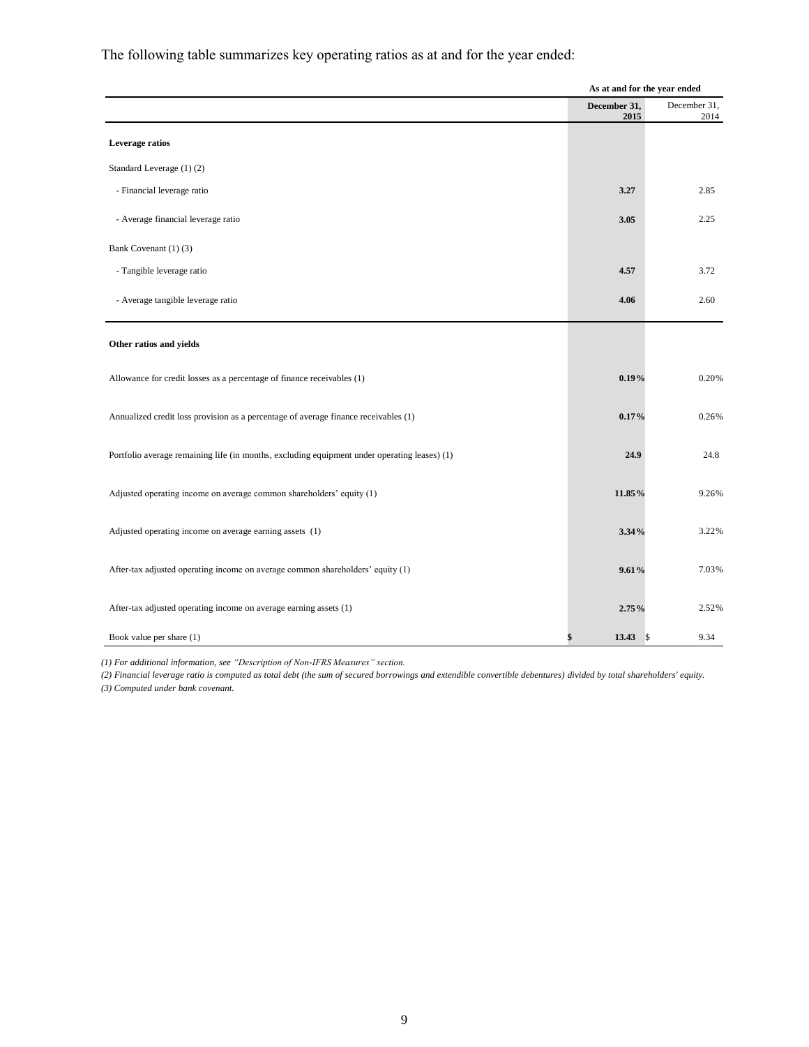The following table summarizes key operating ratios as at and for the year ended:

| | As at and for the year ended | |
|---|---|---|
| | **December 31, 2015** | December 31, 2014 |
| **Leverage ratios** | | |
| Standard Leverage (1) (2) | | |
| - Financial leverage ratio | **3.27** | 2.85 |
| - Average financial leverage ratio | **3.05** | 2.25 |
| Bank Covenant (1) (3) | | |
| - Tangible leverage ratio | **4.57** | 3.72 |
| - Average tangible leverage ratio | **4.06** | 2.60 |
| **Other ratios and yields** | | |
| Allowance for credit losses as a percentage of finance receivables (1) | **0.19%** | 0.20% |
| Annualized credit loss provision as a percentage of average finance receivables (1) | **0.17%** | 0.26% |
| Portfolio average remaining life (in months, excluding equipment under operating leases) (1) | **24.9** | 24.8 |
| Adjusted operating income on average common shareholders' equity (1) | **11.85%** | 9.26% |
| Adjusted operating income on average earning assets (1) | **3.34%** | 3.22% |
| After-tax adjusted operating income on average common shareholders' equity (1) | **9.61%** | 7.03% |
| After-tax adjusted operating income on average earning assets (1) | **2.75%** | 2.52% |
| Book value per share (1) | **$ 13.43** | $ 9.34 |

*(1) For additional information, see "Description of Non-IFRS Measures" section.*

*(2) Financial leverage ratio is computed as total debt (the sum of secured borrowings and extendible convertible debentures) divided by total shareholders' equity.*

*(3) Computed under bank covenant.*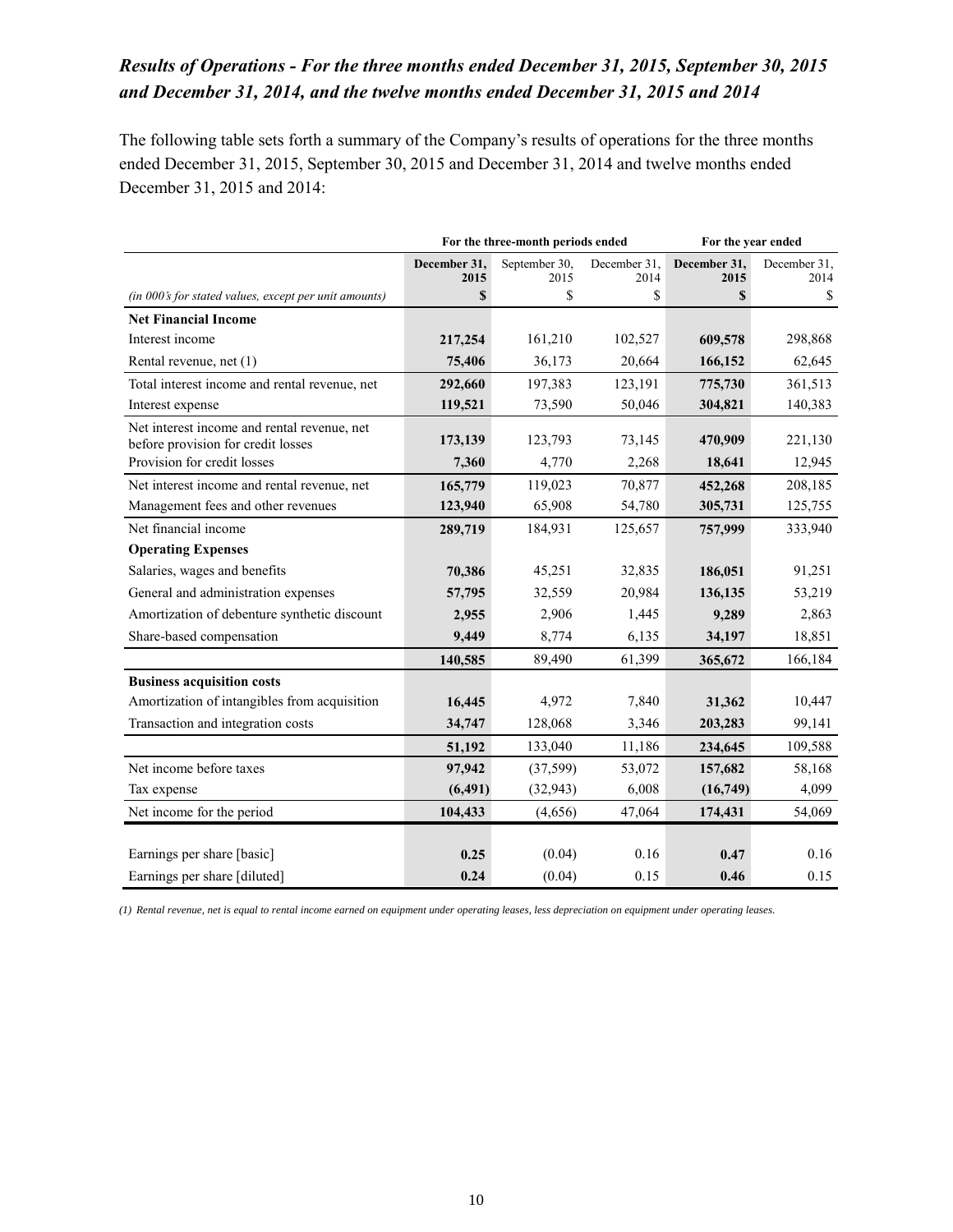## *Results of Operations - For the three months ended December 31, 2015, September 30, 2015 and December 31, 2014, and the twelve months ended December 31, 2015 and 2014*

The following table sets forth a summary of the Company's results of operations for the three months ended December 31, 2015, September 30, 2015 and December 31, 2014 and twelve months ended December 31, 2015 and 2014:

| | For the three-month periods ended | | | For the year ended | |
|---|---|---|---|---|---|
| | **December 31, 2015** | September 30, 2015 | December 31, 2014 | **December 31, 2015** | December 31, 2014 |
| *(in 000's for stated values, except per unit amounts)* | **$** | $ | $ | **$** | $ |
| **Net Financial Income** | | | | | |
| Interest income | **217,254** | 161,210 | 102,527 | **609,578** | 298,868 |
| Rental revenue, net (1) | **75,406** | 36,173 | 20,664 | **166,152** | 62,645 |
| Total interest income and rental revenue, net | **292,660** | 197,383 | 123,191 | **775,730** | 361,513 |
| Interest expense | **119,521** | 73,590 | 50,046 | **304,821** | 140,383 |
| Net interest income and rental revenue, net before provision for credit losses | **173,139** | 123,793 | 73,145 | **470,909** | 221,130 |
| Provision for credit losses | **7,360** | 4,770 | 2,268 | **18,641** | 12,945 |
| Net interest income and rental revenue, net | **165,779** | 119,023 | 70,877 | **452,268** | 208,185 |
| Management fees and other revenues | **123,940** | 65,908 | 54,780 | **305,731** | 125,755 |
| Net financial income | **289,719** | 184,931 | 125,657 | **757,999** | 333,940 |
| **Operating Expenses** | | | | | |
| Salaries, wages and benefits | **70,386** | 45,251 | 32,835 | **186,051** | 91,251 |
| General and administration expenses | **57,795** | 32,559 | 20,984 | **136,135** | 53,219 |
| Amortization of debenture synthetic discount | **2,955** | 2,906 | 1,445 | **9,289** | 2,863 |
| Share-based compensation | **9,449** | 8,774 | 6,135 | **34,197** | 18,851 |
| | **140,585** | 89,490 | 61,399 | **365,672** | 166,184 |
| **Business acquisition costs** | | | | | |
| Amortization of intangibles from acquisition | **16,445** | 4,972 | 7,840 | **31,362** | 10,447 |
| Transaction and integration costs | **34,747** | 128,068 | 3,346 | **203,283** | 99,141 |
| | **51,192** | 133,040 | 11,186 | **234,645** | 109,588 |
| Net income before taxes | **97,942** | (37,599) | 53,072 | **157,682** | 58,168 |
| Tax expense | **(6,491)** | (32,943) | 6,008 | **(16,749)** | 4,099 |
| Net income for the period | **104,433** | (4,656) | 47,064 | **174,431** | 54,069 |
| | | | | | |
| Earnings per share [basic] | **0.25** | (0.04) | 0.16 | **0.47** | 0.16 |
| Earnings per share [diluted] | **0.24** | (0.04) | 0.15 | **0.46** | 0.15 |

*(1) Rental revenue, net is equal to rental income earned on equipment under operating leases, less depreciation on equipment under operating leases.*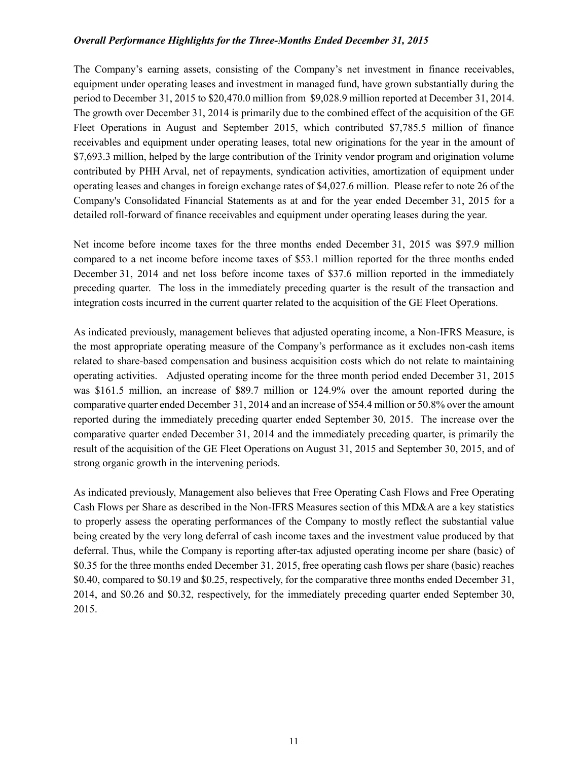***Overall Performance Highlights for the Three-Months Ended December 31, 2015***

The Company's earning assets, consisting of the Company's net investment in finance receivables, equipment under operating leases and investment in managed fund, have grown substantially during the period to December 31, 2015 to $20,470.0 million from $9,028.9 million reported at December 31, 2014. The growth over December 31, 2014 is primarily due to the combined effect of the acquisition of the GE Fleet Operations in August and September 2015, which contributed $7,785.5 million of finance receivables and equipment under operating leases, total new originations for the year in the amount of $7,693.3 million, helped by the large contribution of the Trinity vendor program and origination volume contributed by PHH Arval, net of repayments, syndication activities, amortization of equipment under operating leases and changes in foreign exchange rates of $4,027.6 million. Please refer to note 26 of the Company's Consolidated Financial Statements as at and for the year ended December 31, 2015 for a detailed roll-forward of finance receivables and equipment under operating leases during the year.

Net income before income taxes for the three months ended December 31, 2015 was $97.9 million compared to a net income before income taxes of $53.1 million reported for the three months ended December 31, 2014 and net loss before income taxes of $37.6 million reported in the immediately preceding quarter. The loss in the immediately preceding quarter is the result of the transaction and integration costs incurred in the current quarter related to the acquisition of the GE Fleet Operations.

As indicated previously, management believes that adjusted operating income, a Non-IFRS Measure, is the most appropriate operating measure of the Company's performance as it excludes non-cash items related to share-based compensation and business acquisition costs which do not relate to maintaining operating activities. Adjusted operating income for the three month period ended December 31, 2015 was $161.5 million, an increase of $89.7 million or 124.9% over the amount reported during the comparative quarter ended December 31, 2014 and an increase of $54.4 million or 50.8% over the amount reported during the immediately preceding quarter ended September 30, 2015. The increase over the comparative quarter ended December 31, 2014 and the immediately preceding quarter, is primarily the result of the acquisition of the GE Fleet Operations on August 31, 2015 and September 30, 2015, and of strong organic growth in the intervening periods.

As indicated previously, Management also believes that Free Operating Cash Flows and Free Operating Cash Flows per Share as described in the Non-IFRS Measures section of this MD&A are a key statistics to properly assess the operating performances of the Company to mostly reflect the substantial value being created by the very long deferral of cash income taxes and the investment value produced by that deferral. Thus, while the Company is reporting after-tax adjusted operating income per share (basic) of $0.35 for the three months ended December 31, 2015, free operating cash flows per share (basic) reaches $0.40, compared to $0.19 and $0.25, respectively, for the comparative three months ended December 31, 2014, and $0.26 and $0.32, respectively, for the immediately preceding quarter ended September 30, 2015.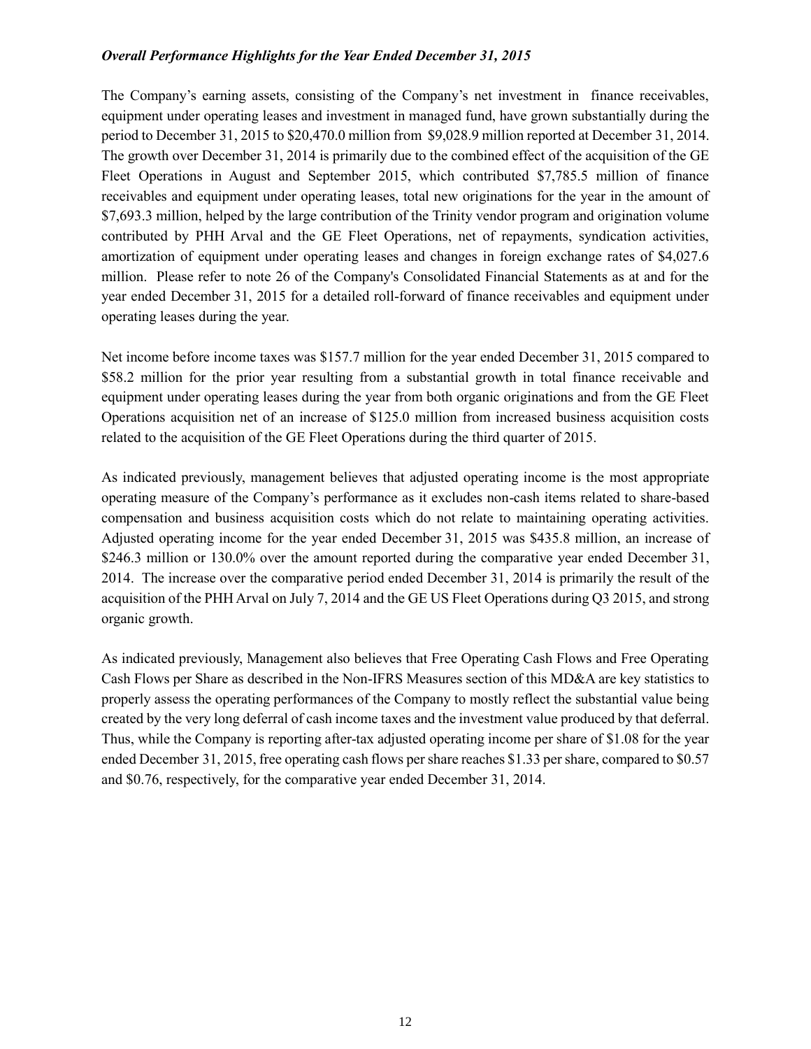***Overall Performance Highlights for the Year Ended December 31, 2015***

The Company's earning assets, consisting of the Company's net investment in finance receivables, equipment under operating leases and investment in managed fund, have grown substantially during the period to December 31, 2015 to $20,470.0 million from $9,028.9 million reported at December 31, 2014. The growth over December 31, 2014 is primarily due to the combined effect of the acquisition of the GE Fleet Operations in August and September 2015, which contributed $7,785.5 million of finance receivables and equipment under operating leases, total new originations for the year in the amount of $7,693.3 million, helped by the large contribution of the Trinity vendor program and origination volume contributed by PHH Arval and the GE Fleet Operations, net of repayments, syndication activities, amortization of equipment under operating leases and changes in foreign exchange rates of $4,027.6 million. Please refer to note 26 of the Company's Consolidated Financial Statements as at and for the year ended December 31, 2015 for a detailed roll-forward of finance receivables and equipment under operating leases during the year.

Net income before income taxes was $157.7 million for the year ended December 31, 2015 compared to $58.2 million for the prior year resulting from a substantial growth in total finance receivable and equipment under operating leases during the year from both organic originations and from the GE Fleet Operations acquisition net of an increase of $125.0 million from increased business acquisition costs related to the acquisition of the GE Fleet Operations during the third quarter of 2015.

As indicated previously, management believes that adjusted operating income is the most appropriate operating measure of the Company's performance as it excludes non-cash items related to share-based compensation and business acquisition costs which do not relate to maintaining operating activities. Adjusted operating income for the year ended December 31, 2015 was $435.8 million, an increase of $246.3 million or 130.0% over the amount reported during the comparative year ended December 31, 2014. The increase over the comparative period ended December 31, 2014 is primarily the result of the acquisition of the PHH Arval on July 7, 2014 and the GE US Fleet Operations during Q3 2015, and strong organic growth.

As indicated previously, Management also believes that Free Operating Cash Flows and Free Operating Cash Flows per Share as described in the Non-IFRS Measures section of this MD&A are key statistics to properly assess the operating performances of the Company to mostly reflect the substantial value being created by the very long deferral of cash income taxes and the investment value produced by that deferral. Thus, while the Company is reporting after-tax adjusted operating income per share of $1.08 for the year ended December 31, 2015, free operating cash flows per share reaches $1.33 per share, compared to $0.57 and $0.76, respectively, for the comparative year ended December 31, 2014.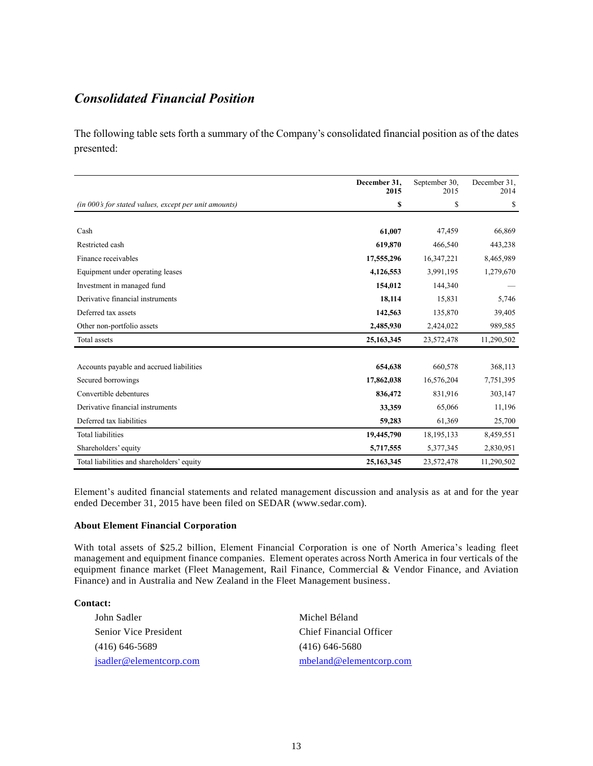## *Consolidated Financial Position*

The following table sets forth a summary of the Company's consolidated financial position as of the dates presented:

| | **December 31, 2015** | September 30, 2015 | December 31, 2014 |
|---|---|---|---|
| *(in 000's for stated values, except per unit amounts)* | **$** | $ | $ |
| Cash | **61,007** | 47,459 | 66,869 |
| Restricted cash | **619,870** | 466,540 | 443,238 |
| Finance receivables | **17,555,296** | 16,347,221 | 8,465,989 |
| Equipment under operating leases | **4,126,553** | 3,991,195 | 1,279,670 |
| Investment in managed fund | **154,012** | 144,340 | — |
| Derivative financial instruments | **18,114** | 15,831 | 5,746 |
| Deferred tax assets | **142,563** | 135,870 | 39,405 |
| Other non-portfolio assets | **2,485,930** | 2,424,022 | 989,585 |
| Total assets | **25,163,345** | 23,572,478 | 11,290,502 |
| Accounts payable and accrued liabilities | **654,638** | 660,578 | 368,113 |
| Secured borrowings | **17,862,038** | 16,576,204 | 7,751,395 |
| Convertible debentures | **836,472** | 831,916 | 303,147 |
| Derivative financial instruments | **33,359** | 65,066 | 11,196 |
| Deferred tax liabilities | **59,283** | 61,369 | 25,700 |
| Total liabilities | **19,445,790** | 18,195,133 | 8,459,551 |
| Shareholders' equity | **5,717,555** | 5,377,345 | 2,830,951 |
| Total liabilities and shareholders' equity | **25,163,345** | 23,572,478 | 11,290,502 |

Element's audited financial statements and related management discussion and analysis as at and for the year ended December 31, 2015 have been filed on SEDAR (www.sedar.com).

**About Element Financial Corporation**

With total assets of $25.2 billion, Element Financial Corporation is one of North America's leading fleet management and equipment finance companies. Element operates across North America in four verticals of the equipment finance market (Fleet Management, Rail Finance, Commercial & Vendor Finance, and Aviation Finance) and in Australia and New Zealand in the Fleet Management business.

**Contact:**

John Sadler
Senior Vice President
(416) 646-5689
jsadler@elementcorp.com

Michel Béland
Chief Financial Officer
(416) 646-5680
mbeland@elementcorp.com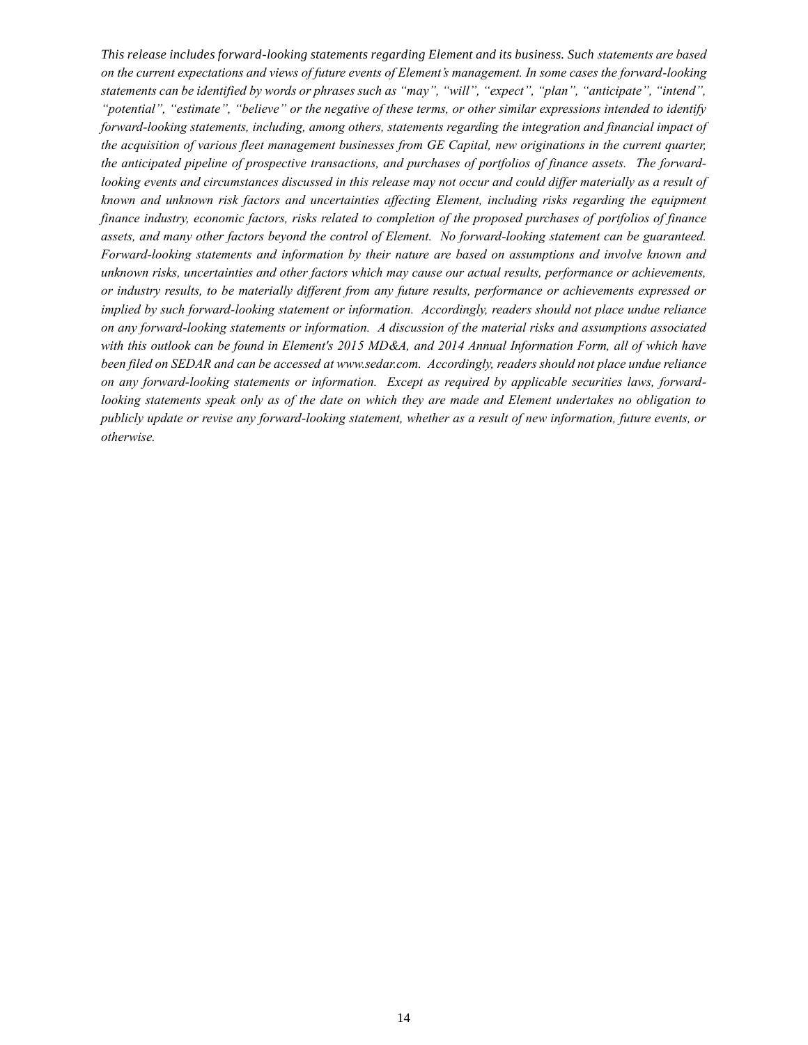*This release includes forward-looking statements regarding Element and its business. Such statements are based on the current expectations and views of future events of Element's management. In some cases the forward-looking statements can be identified by words or phrases such as "may", "will", "expect", "plan", "anticipate", "intend", "potential", "estimate", "believe" or the negative of these terms, or other similar expressions intended to identify forward-looking statements, including, among others, statements regarding the integration and financial impact of the acquisition of various fleet management businesses from GE Capital, new originations in the current quarter, the anticipated pipeline of prospective transactions, and purchases of portfolios of finance assets. The forward-looking events and circumstances discussed in this release may not occur and could differ materially as a result of known and unknown risk factors and uncertainties affecting Element, including risks regarding the equipment finance industry, economic factors, risks related to completion of the proposed purchases of portfolios of finance assets, and many other factors beyond the control of Element. No forward-looking statement can be guaranteed. Forward-looking statements and information by their nature are based on assumptions and involve known and unknown risks, uncertainties and other factors which may cause our actual results, performance or achievements, or industry results, to be materially different from any future results, performance or achievements expressed or implied by such forward-looking statement or information. Accordingly, readers should not place undue reliance on any forward-looking statements or information. A discussion of the material risks and assumptions associated with this outlook can be found in Element's 2015 MD&A, and 2014 Annual Information Form, all of which have been filed on SEDAR and can be accessed at www.sedar.com. Accordingly, readers should not place undue reliance on any forward-looking statements or information. Except as required by applicable securities laws, forward-looking statements speak only as of the date on which they are made and Element undertakes no obligation to publicly update or revise any forward-looking statement, whether as a result of new information, future events, or otherwise.*